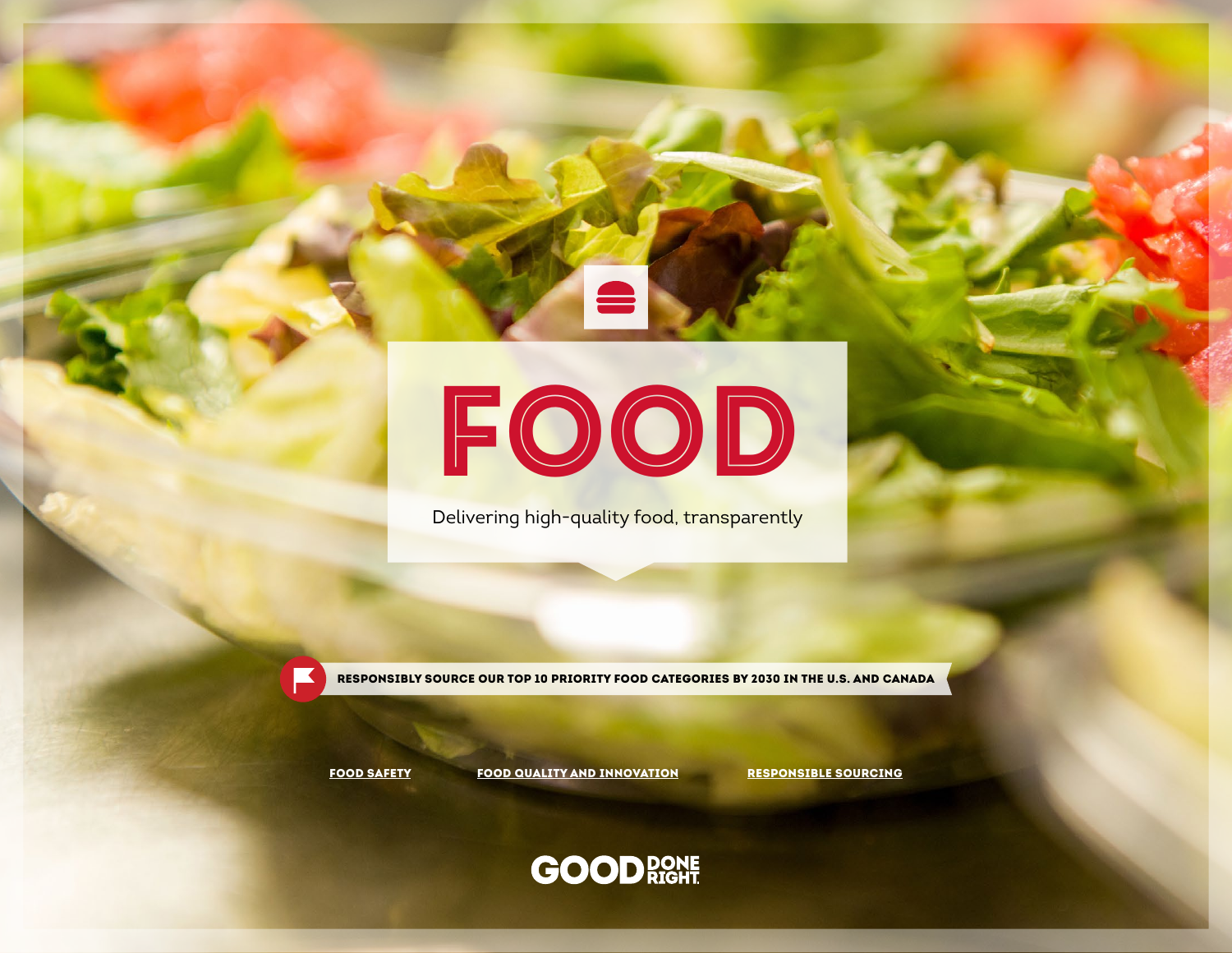# FOOD

Delivering high-quality food, transparently

**RESPONSIBLY SOURCE OUR TOP 10 PRIORITY FOOD CATEGORIES BY 2030 IN THE U.S. AND CANADA**

FOOD SAFETY

FOOD QUALITY AND INNOVATION

RESPONSIBLE SOURCING

GOOD DONE RIGHT.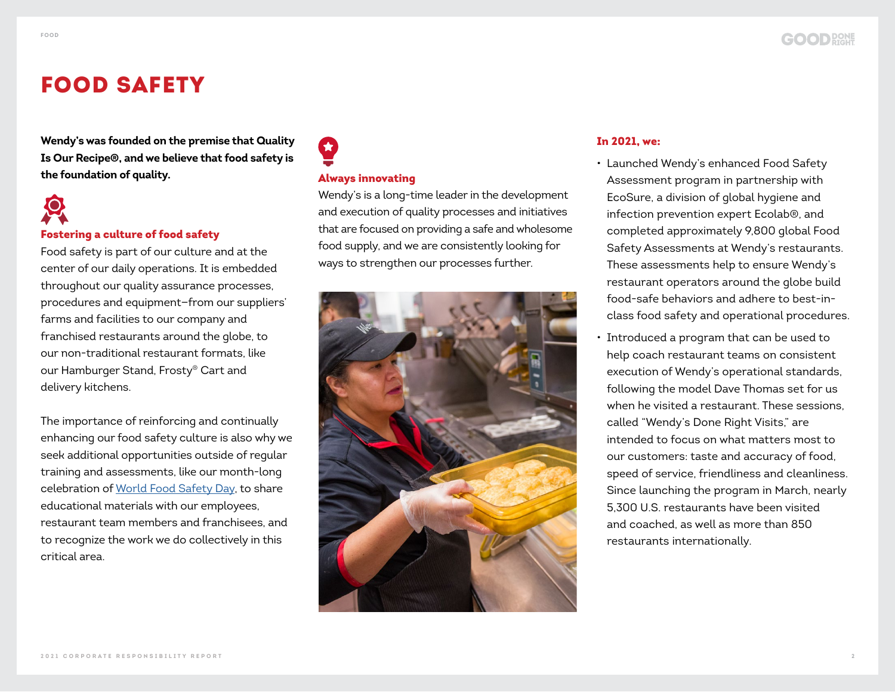# FOOD SAFETY

**Wendy's was founded on the premise that Quality Is Our Recipe®, and we believe that food safety is the foundation of quality.**

### Fostering a culture of food safety

Food safety is part of our culture and at the center of our daily operations. It is embedded throughout our quality assurance processes, procedures and equipment–from our suppliers' farms and facilities to our company and franchised restaurants around the globe, to our non-traditional restaurant formats, like our Hamburger Stand, Frosty® Cart and delivery kitchens.

The importance of reinforcing and continually enhancing our food safety culture is also why we seek additional opportunities outside of regular training and assessments, like our month-long celebration of World Food Safety Day, to share educational materials with our employees, restaurant team members and franchisees, and to recognize the work we do collectively in this critical area.

### Always innovating

Wendy's is a long-time leader in the development and execution of quality processes and initiatives that are focused on providing a safe and wholesome food supply, and we are consistently looking for ways to strengthen our processes further.

### In 2021, we:

- Launched Wendy's enhanced Food Safety Assessment program in partnership with EcoSure, a division of global hygiene and infection prevention expert Ecolab®, and completed approximately 9,800 global Food Safety Assessments at Wendy's restaurants. These assessments help to ensure Wendy's restaurant operators around the globe build food-safe behaviors and adhere to best-in-class food safety and operational procedures.
- Introduced a program that can be used to help coach restaurant teams on consistent execution of Wendy's operational standards, following the model Dave Thomas set for us when he visited a restaurant. These sessions, called "Wendy's Done Right Visits," are intended to focus on what matters most to our customers: taste and accuracy of food, speed of service, friendliness and cleanliness. Since launching the program in March, nearly 5,300 U.S. restaurants have been visited and coached, as well as more than 850 restaurants internationally.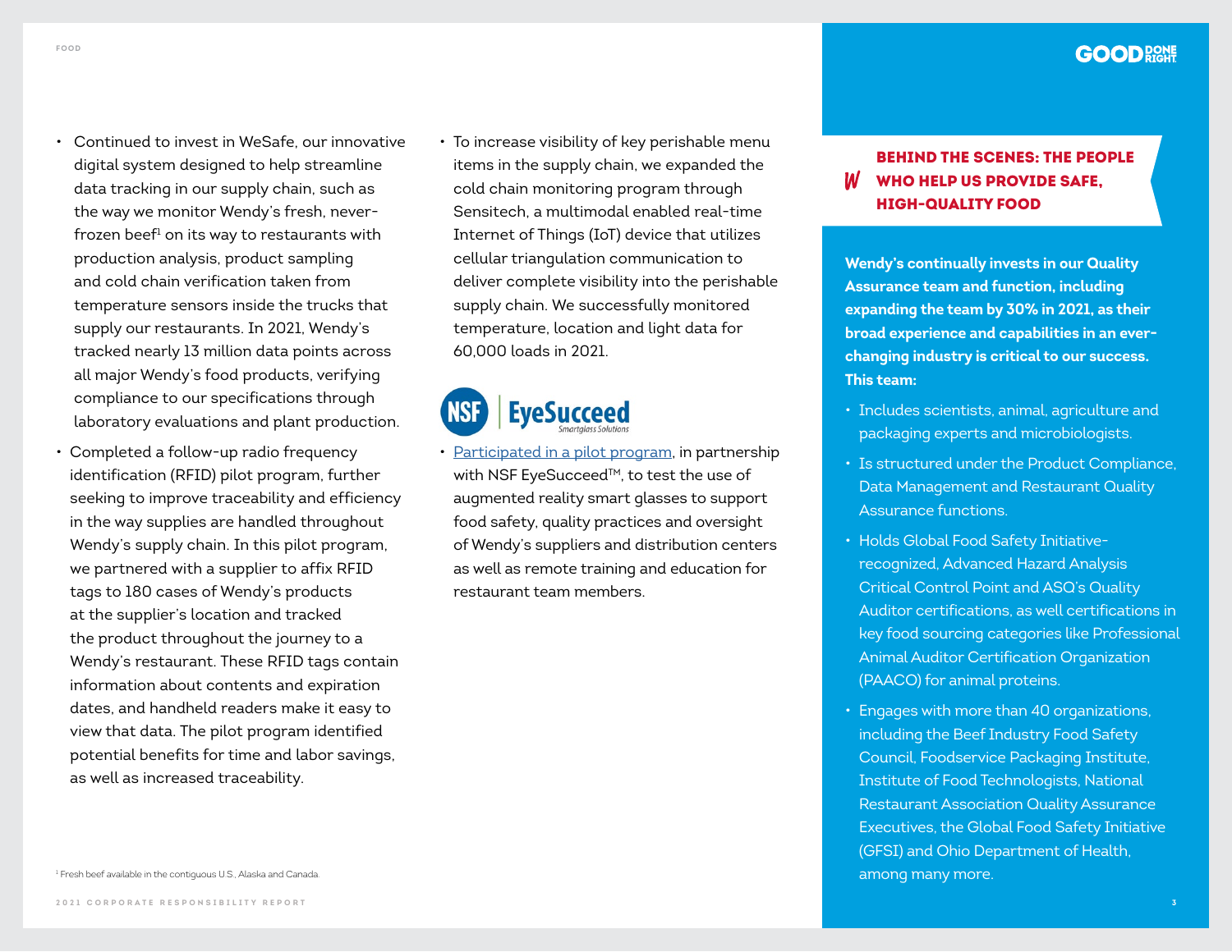- Continued to invest in WeSafe, our innovative digital system designed to help streamline data tracking in our supply chain, such as the way we monitor Wendy's fresh, never-frozen beef[1] on its way to restaurants with production analysis, product sampling and cold chain verification taken from temperature sensors inside the trucks that supply our restaurants. In 2021, Wendy's tracked nearly 13 million data points across all major Wendy's food products, verifying compliance to our specifications through laboratory evaluations and plant production.
- Completed a follow-up radio frequency identification (RFID) pilot program, further seeking to improve traceability and efficiency in the way supplies are handled throughout Wendy's supply chain. In this pilot program, we partnered with a supplier to affix RFID tags to 180 cases of Wendy's products at the supplier's location and tracked the product throughout the journey to a Wendy's restaurant. These RFID tags contain information about contents and expiration dates, and handheld readers make it easy to view that data. The pilot program identified potential benefits for time and labor savings, as well as increased traceability.
- To increase visibility of key perishable menu items in the supply chain, we expanded the cold chain monitoring program through Sensitech, a multimodal enabled real-time Internet of Things (IoT) device that utilizes cellular triangulation communication to deliver complete visibility into the perishable supply chain. We successfully monitored temperature, location and light data for 60,000 loads in 2021.
- Participated in a pilot program, in partnership with NSF EyeSucceed™, to test the use of augmented reality smart glasses to support food safety, quality practices and oversight of Wendy's suppliers and distribution centers as well as remote training and education for restaurant team members.

[1] Fresh beef available in the contiguous U.S., Alaska and Canada.

## BEHIND THE SCENES: THE PEOPLE WHO HELP US PROVIDE SAFE, HIGH-QUALITY FOOD

**Wendy's continually invests in our Quality Assurance team and function, including expanding the team by 30% in 2021, as their broad experience and capabilities in an ever-changing industry is critical to our success. This team:**

- Includes scientists, animal, agriculture and packaging experts and microbiologists.
- Is structured under the Product Compliance, Data Management and Restaurant Quality Assurance functions.
- Holds Global Food Safety Initiative-recognized, Advanced Hazard Analysis Critical Control Point and ASQ's Quality Auditor certifications, as well certifications in key food sourcing categories like Professional Animal Auditor Certification Organization (PAACO) for animal proteins.
- Engages with more than 40 organizations, including the Beef Industry Food Safety Council, Foodservice Packaging Institute, Institute of Food Technologists, National Restaurant Association Quality Assurance Executives, the Global Food Safety Initiative (GFSI) and Ohio Department of Health, among many more.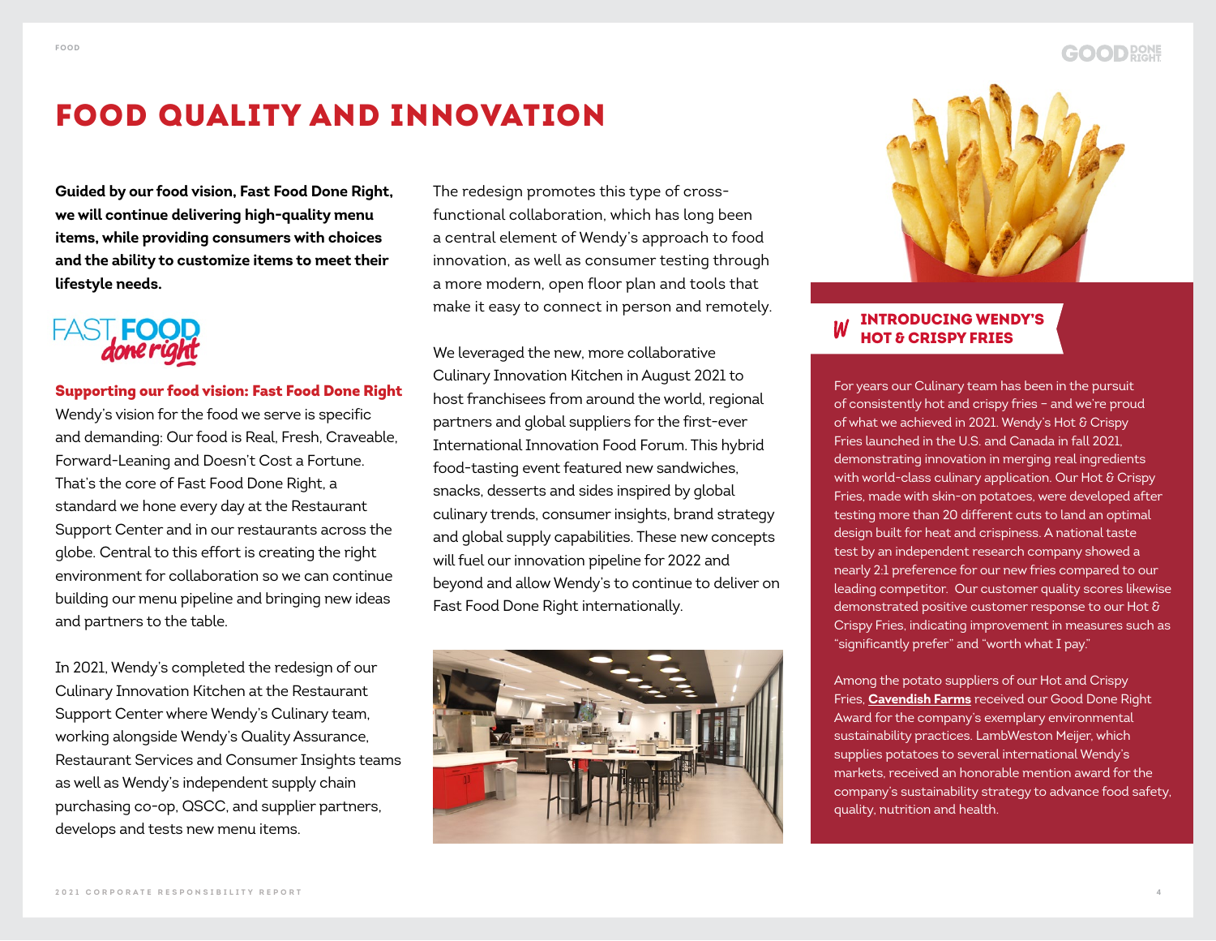# FOOD QUALITY AND INNOVATION

**Guided by our food vision, Fast Food Done Right, we will continue delivering high-quality menu items, while providing consumers with choices and the ability to customize items to meet their lifestyle needs.**

FAST FOOD done right

**Supporting our food vision: Fast Food Done Right**

Wendy's vision for the food we serve is specific and demanding: Our food is Real, Fresh, Craveable, Forward-Leaning and Doesn't Cost a Fortune. That's the core of Fast Food Done Right, a standard we hone every day at the Restaurant Support Center and in our restaurants across the globe. Central to this effort is creating the right environment for collaboration so we can continue building our menu pipeline and bringing new ideas and partners to the table.

In 2021, Wendy's completed the redesign of our Culinary Innovation Kitchen at the Restaurant Support Center where Wendy's Culinary team, working alongside Wendy's Quality Assurance, Restaurant Services and Consumer Insights teams as well as Wendy's independent supply chain purchasing co-op, QSCC, and supplier partners, develops and tests new menu items.

The redesign promotes this type of cross-functional collaboration, which has long been a central element of Wendy's approach to food innovation, as well as consumer testing through a more modern, open floor plan and tools that make it easy to connect in person and remotely.

We leveraged the new, more collaborative Culinary Innovation Kitchen in August 2021 to host franchisees from around the world, regional partners and global suppliers for the first-ever International Innovation Food Forum. This hybrid food-tasting event featured new sandwiches, snacks, desserts and sides inspired by global culinary trends, consumer insights, brand strategy and global supply capabilities. These new concepts will fuel our innovation pipeline for 2022 and beyond and allow Wendy's to continue to deliver on Fast Food Done Right internationally.

## INTRODUCING WENDY'S HOT & CRISPY FRIES

For years our Culinary team has been in the pursuit of consistently hot and crispy fries – and we're proud of what we achieved in 2021. Wendy's Hot & Crispy Fries launched in the U.S. and Canada in fall 2021, demonstrating innovation in merging real ingredients with world-class culinary application. Our Hot & Crispy Fries, made with skin-on potatoes, were developed after testing more than 20 different cuts to land an optimal design built for heat and crispiness. A national taste test by an independent research company showed a nearly 2:1 preference for our new fries compared to our leading competitor. Our customer quality scores likewise demonstrated positive customer response to our Hot & Crispy Fries, indicating improvement in measures such as "significantly prefer" and "worth what I pay."

Among the potato suppliers of our Hot and Crispy Fries, **Cavendish Farms** received our Good Done Right Award for the company's exemplary environmental sustainability practices. LambWeston Meijer, which supplies potatoes to several international Wendy's markets, received an honorable mention award for the company's sustainability strategy to advance food safety, quality, nutrition and health.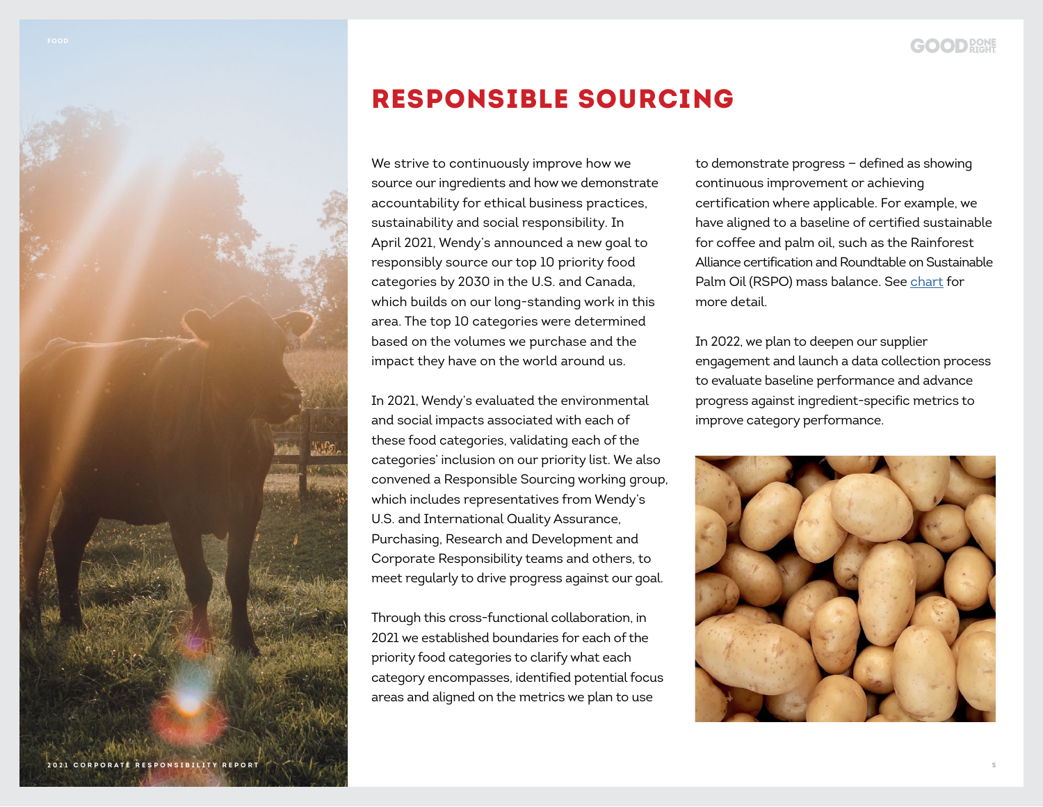# RESPONSIBLE SOURCING

We strive to continuously improve how we source our ingredients and how we demonstrate accountability for ethical business practices, sustainability and social responsibility. In April 2021, Wendy's announced a new goal to responsibly source our top 10 priority food categories by 2030 in the U.S. and Canada, which builds on our long-standing work in this area. The top 10 categories were determined based on the volumes we purchase and the impact they have on the world around us.

In 2021, Wendy's evaluated the environmental and social impacts associated with each of these food categories, validating each of the categories' inclusion on our priority list. We also convened a Responsible Sourcing working group, which includes representatives from Wendy's U.S. and International Quality Assurance, Purchasing, Research and Development and Corporate Responsibility teams and others, to meet regularly to drive progress against our goal.

Through this cross-functional collaboration, in 2021 we established boundaries for each of the priority food categories to clarify what each category encompasses, identified potential focus areas and aligned on the metrics we plan to use to demonstrate progress – defined as showing continuous improvement or achieving certification where applicable. For example, we have aligned to a baseline of certified sustainable for coffee and palm oil, such as the Rainforest Alliance certification and Roundtable on Sustainable Palm Oil (RSPO) mass balance. See chart for more detail.

In 2022, we plan to deepen our supplier engagement and launch a data collection process to evaluate baseline performance and advance progress against ingredient-specific metrics to improve category performance.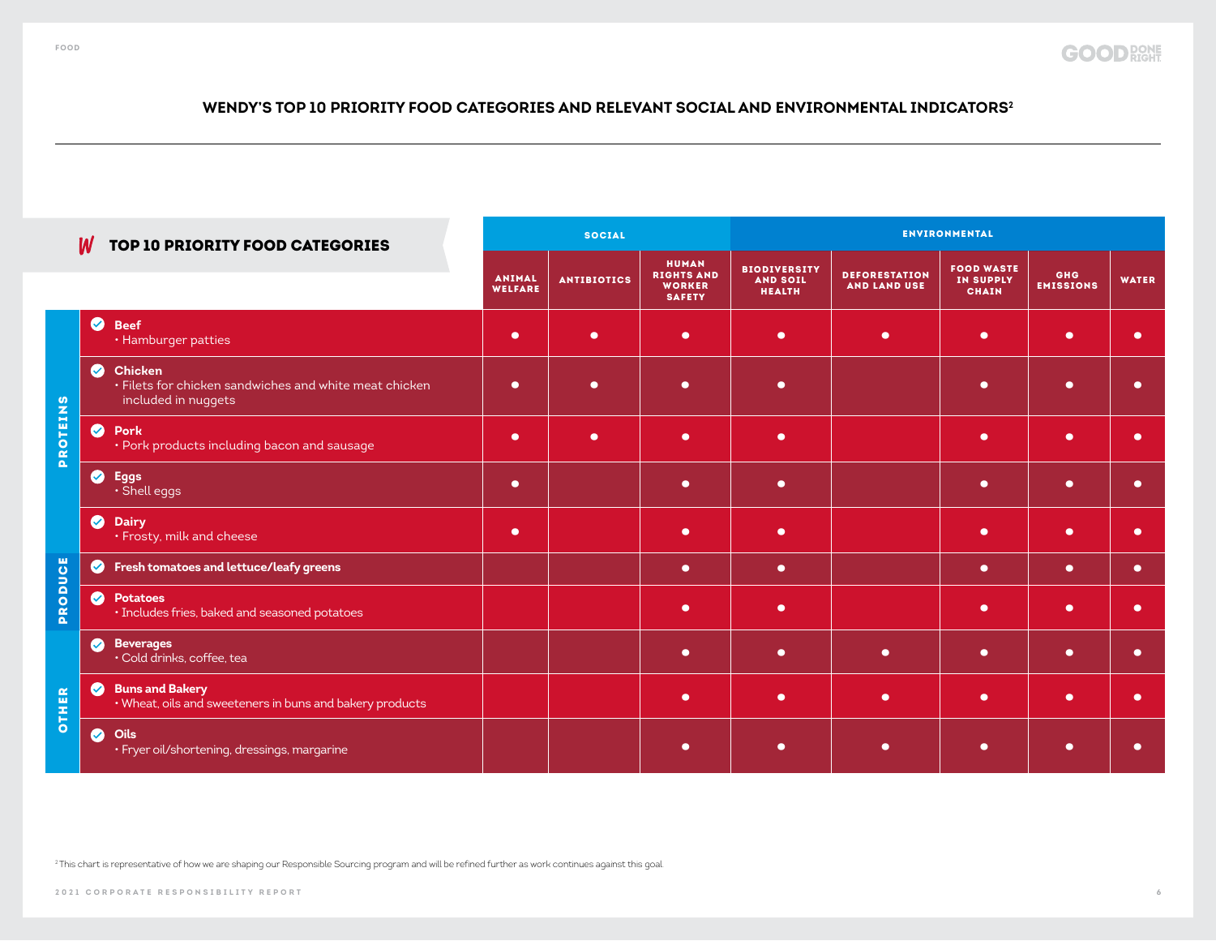## WENDY'S TOP 10 PRIORITY FOOD CATEGORIES AND RELEVANT SOCIAL AND ENVIRONMENTAL INDICATORS[2]

| | TOP 10 PRIORITY FOOD CATEGORIES | SOCIAL | | | ENVIRONMENTAL | | | | |
|---|---|---|---|---|---|---|---|---|---|
| | | ANIMAL WELFARE | ANTIBIOTICS | HUMAN RIGHTS AND WORKER SAFETY | BIODIVERSITY AND SOIL HEALTH | DEFORESTATION AND LAND USE | FOOD WASTE IN SUPPLY CHAIN | GHG EMISSIONS | WATER |
| PROTEINS | **Beef** • Hamburger patties | ● | ● | ● | ● | ● | ● | ● | ● |
| PROTEINS | **Chicken** • Filets for chicken sandwiches and white meat chicken included in nuggets | ● | ● | ● | ● | | ● | ● | ● |
| PROTEINS | **Pork** • Pork products including bacon and sausage | ● | ● | ● | ● | | ● | ● | ● |
| PROTEINS | **Eggs** • Shell eggs | ● | | ● | ● | | ● | ● | ● |
| PROTEINS | **Dairy** • Frosty, milk and cheese | ● | | ● | ● | | ● | ● | ● |
| PRODUCE | **Fresh tomatoes and lettuce/leafy greens** | | | ● | ● | | ● | ● | ● |
| PRODUCE | **Potatoes** • Includes fries, baked and seasoned potatoes | | | ● | ● | | ● | ● | ● |
| OTHER | **Beverages** • Cold drinks, coffee, tea | | | ● | ● | ● | ● | ● | ● |
| OTHER | **Buns and Bakery** • Wheat, oils and sweeteners in buns and bakery products | | | ● | ● | ● | ● | ● | ● |
| OTHER | **Oils** • Fryer oil/shortening, dressings, margarine | | | ● | ● | ● | ● | ● | ● |

[2] This chart is representative of how we are shaping our Responsible Sourcing program and will be refined further as work continues against this goal.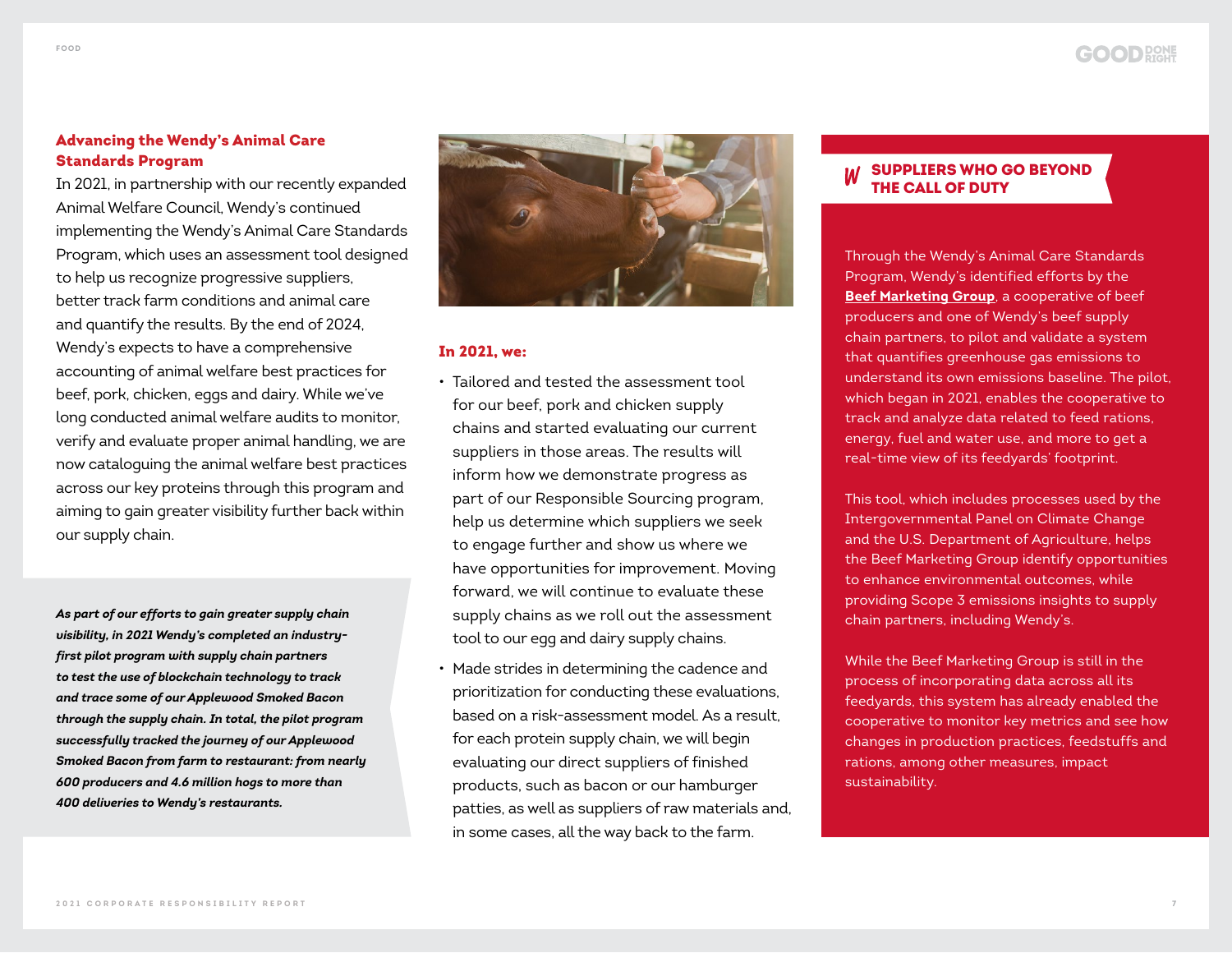## Advancing the Wendy's Animal Care Standards Program

In 2021, in partnership with our recently expanded Animal Welfare Council, Wendy's continued implementing the Wendy's Animal Care Standards Program, which uses an assessment tool designed to help us recognize progressive suppliers, better track farm conditions and animal care and quantify the results. By the end of 2024, Wendy's expects to have a comprehensive accounting of animal welfare best practices for beef, pork, chicken, eggs and dairy. While we've long conducted animal welfare audits to monitor, verify and evaluate proper animal handling, we are now cataloguing the animal welfare best practices across our key proteins through this program and aiming to gain greater visibility further back within our supply chain.

***As part of our efforts to gain greater supply chain visibility, in 2021 Wendy's completed an industry-first pilot program with supply chain partners to test the use of blockchain technology to track and trace some of our Applewood Smoked Bacon through the supply chain. In total, the pilot program successfully tracked the journey of our Applewood Smoked Bacon from farm to restaurant: from nearly 600 producers and 4.6 million hogs to more than 400 deliveries to Wendy's restaurants.***

### In 2021, we:

- Tailored and tested the assessment tool for our beef, pork and chicken supply chains and started evaluating our current suppliers in those areas. The results will inform how we demonstrate progress as part of our Responsible Sourcing program, help us determine which suppliers we seek to engage further and show us where we have opportunities for improvement. Moving forward, we will continue to evaluate these supply chains as we roll out the assessment tool to our egg and dairy supply chains.
- Made strides in determining the cadence and prioritization for conducting these evaluations, based on a risk-assessment model. As a result, for each protein supply chain, we will begin evaluating our direct suppliers of finished products, such as bacon or our hamburger patties, as well as suppliers of raw materials and, in some cases, all the way back to the farm.

## SUPPLIERS WHO GO BEYOND THE CALL OF DUTY

Through the Wendy's Animal Care Standards Program, Wendy's identified efforts by the **Beef Marketing Group**, a cooperative of beef producers and one of Wendy's beef supply chain partners, to pilot and validate a system that quantifies greenhouse gas emissions to understand its own emissions baseline. The pilot, which began in 2021, enables the cooperative to track and analyze data related to feed rations, energy, fuel and water use, and more to get a real-time view of its feedyards' footprint.

This tool, which includes processes used by the Intergovernmental Panel on Climate Change and the U.S. Department of Agriculture, helps the Beef Marketing Group identify opportunities to enhance environmental outcomes, while providing Scope 3 emissions insights to supply chain partners, including Wendy's.

While the Beef Marketing Group is still in the process of incorporating data across all its feedyards, this system has already enabled the cooperative to monitor key metrics and see how changes in production practices, feedstuffs and rations, among other measures, impact sustainability.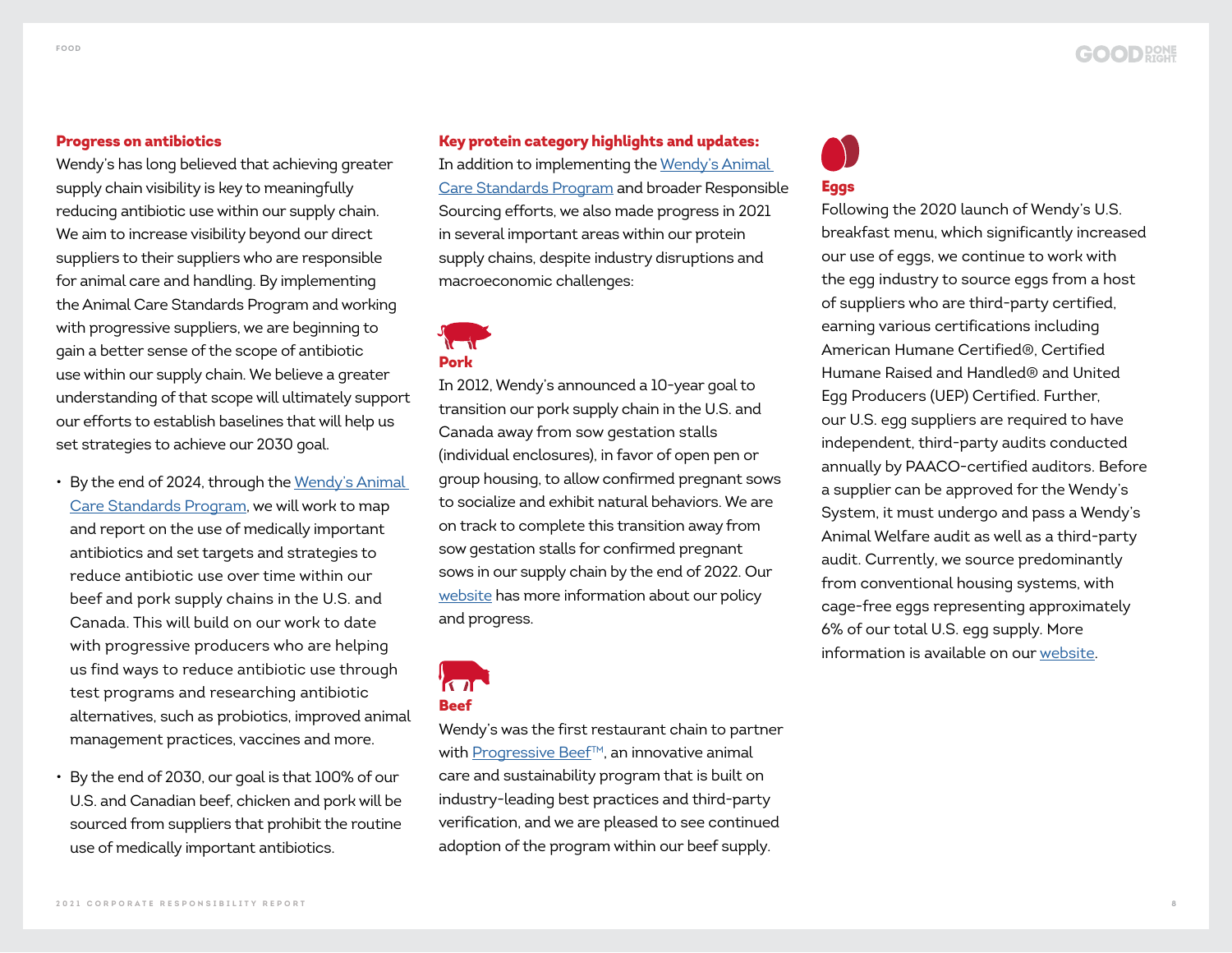## Progress on antibiotics

Wendy's has long believed that achieving greater supply chain visibility is key to meaningfully reducing antibiotic use within our supply chain. We aim to increase visibility beyond our direct suppliers to their suppliers who are responsible for animal care and handling. By implementing the Animal Care Standards Program and working with progressive suppliers, we are beginning to gain a better sense of the scope of antibiotic use within our supply chain. We believe a greater understanding of that scope will ultimately support our efforts to establish baselines that will help us set strategies to achieve our 2030 goal.

- By the end of 2024, through the Wendy's Animal Care Standards Program, we will work to map and report on the use of medically important antibiotics and set targets and strategies to reduce antibiotic use over time within our beef and pork supply chains in the U.S. and Canada. This will build on our work to date with progressive producers who are helping us find ways to reduce antibiotic use through test programs and researching antibiotic alternatives, such as probiotics, improved animal management practices, vaccines and more.
- By the end of 2030, our goal is that 100% of our U.S. and Canadian beef, chicken and pork will be sourced from suppliers that prohibit the routine use of medically important antibiotics.

## Key protein category highlights and updates:

In addition to implementing the Wendy's Animal Care Standards Program and broader Responsible Sourcing efforts, we also made progress in 2021 in several important areas within our protein supply chains, despite industry disruptions and macroeconomic challenges:

### Pork

In 2012, Wendy's announced a 10-year goal to transition our pork supply chain in the U.S. and Canada away from sow gestation stalls (individual enclosures), in favor of open pen or group housing, to allow confirmed pregnant sows to socialize and exhibit natural behaviors. We are on track to complete this transition away from sow gestation stalls for confirmed pregnant sows in our supply chain by the end of 2022. Our website has more information about our policy and progress.

### Beef

Wendy's was the first restaurant chain to partner with Progressive Beef™, an innovative animal care and sustainability program that is built on industry-leading best practices and third-party verification, and we are pleased to see continued adoption of the program within our beef supply.

### Eggs

Following the 2020 launch of Wendy's U.S. breakfast menu, which significantly increased our use of eggs, we continue to work with the egg industry to source eggs from a host of suppliers who are third-party certified, earning various certifications including American Humane Certified®, Certified Humane Raised and Handled® and United Egg Producers (UEP) Certified. Further, our U.S. egg suppliers are required to have independent, third-party audits conducted annually by PAACO-certified auditors. Before a supplier can be approved for the Wendy's System, it must undergo and pass a Wendy's Animal Welfare audit as well as a third-party audit. Currently, we source predominantly from conventional housing systems, with cage-free eggs representing approximately 6% of our total U.S. egg supply. More information is available on our website.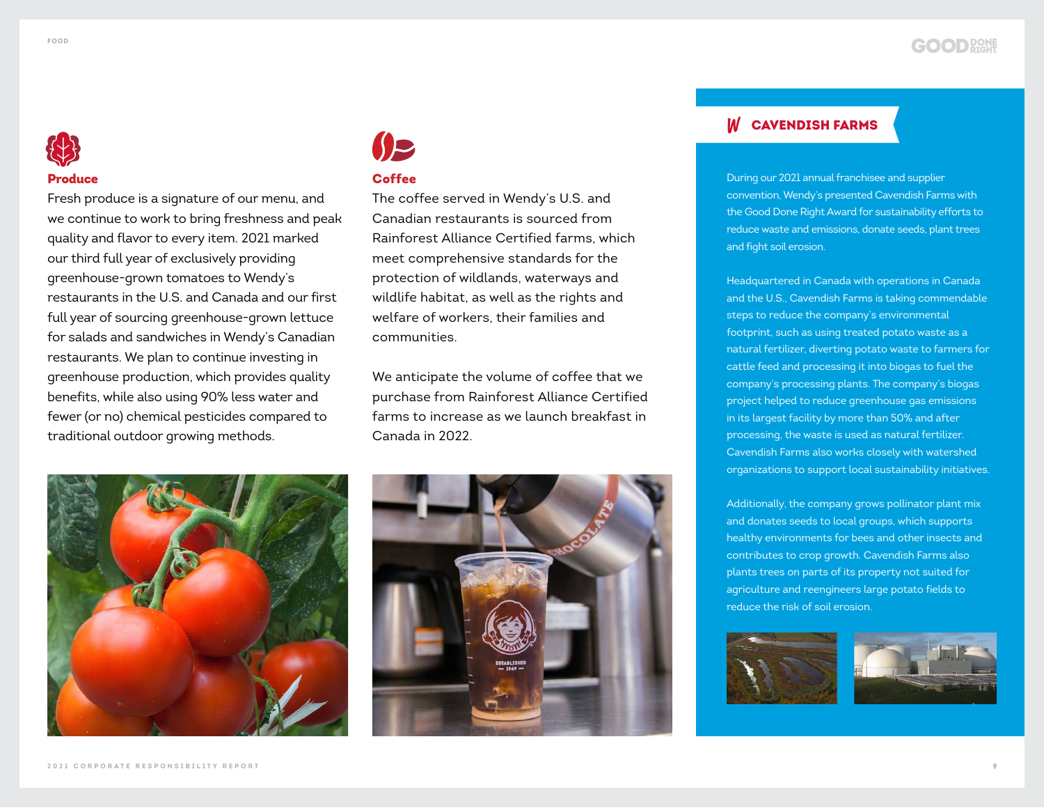## Produce

Fresh produce is a signature of our menu, and we continue to work to bring freshness and peak quality and flavor to every item. 2021 marked our third full year of exclusively providing greenhouse-grown tomatoes to Wendy's restaurants in the U.S. and Canada and our first full year of sourcing greenhouse-grown lettuce for salads and sandwiches in Wendy's Canadian restaurants. We plan to continue investing in greenhouse production, which provides quality benefits, while also using 90% less water and fewer (or no) chemical pesticides compared to traditional outdoor growing methods.

## Coffee

The coffee served in Wendy's U.S. and Canadian restaurants is sourced from Rainforest Alliance Certified farms, which meet comprehensive standards for the protection of wildlands, waterways and wildlife habitat, as well as the rights and welfare of workers, their families and communities.

We anticipate the volume of coffee that we purchase from Rainforest Alliance Certified farms to increase as we launch breakfast in Canada in 2022.

## CAVENDISH FARMS

During our 2021 annual franchisee and supplier convention, Wendy's presented Cavendish Farms with the Good Done Right Award for sustainability efforts to reduce waste and emissions, donate seeds, plant trees and fight soil erosion.

Headquartered in Canada with operations in Canada and the U.S., Cavendish Farms is taking commendable steps to reduce the company's environmental footprint, such as using treated potato waste as a natural fertilizer, diverting potato waste to farmers for cattle feed and processing it into biogas to fuel the company's processing plants. The company's biogas project helped to reduce greenhouse gas emissions in its largest facility by more than 50% and after processing, the waste is used as natural fertilizer. Cavendish Farms also works closely with watershed organizations to support local sustainability initiatives.

Additionally, the company grows pollinator plant mix and donates seeds to local groups, which supports healthy environments for bees and other insects and contributes to crop growth. Cavendish Farms also plants trees on parts of its property not suited for agriculture and reengineers large potato fields to reduce the risk of soil erosion.